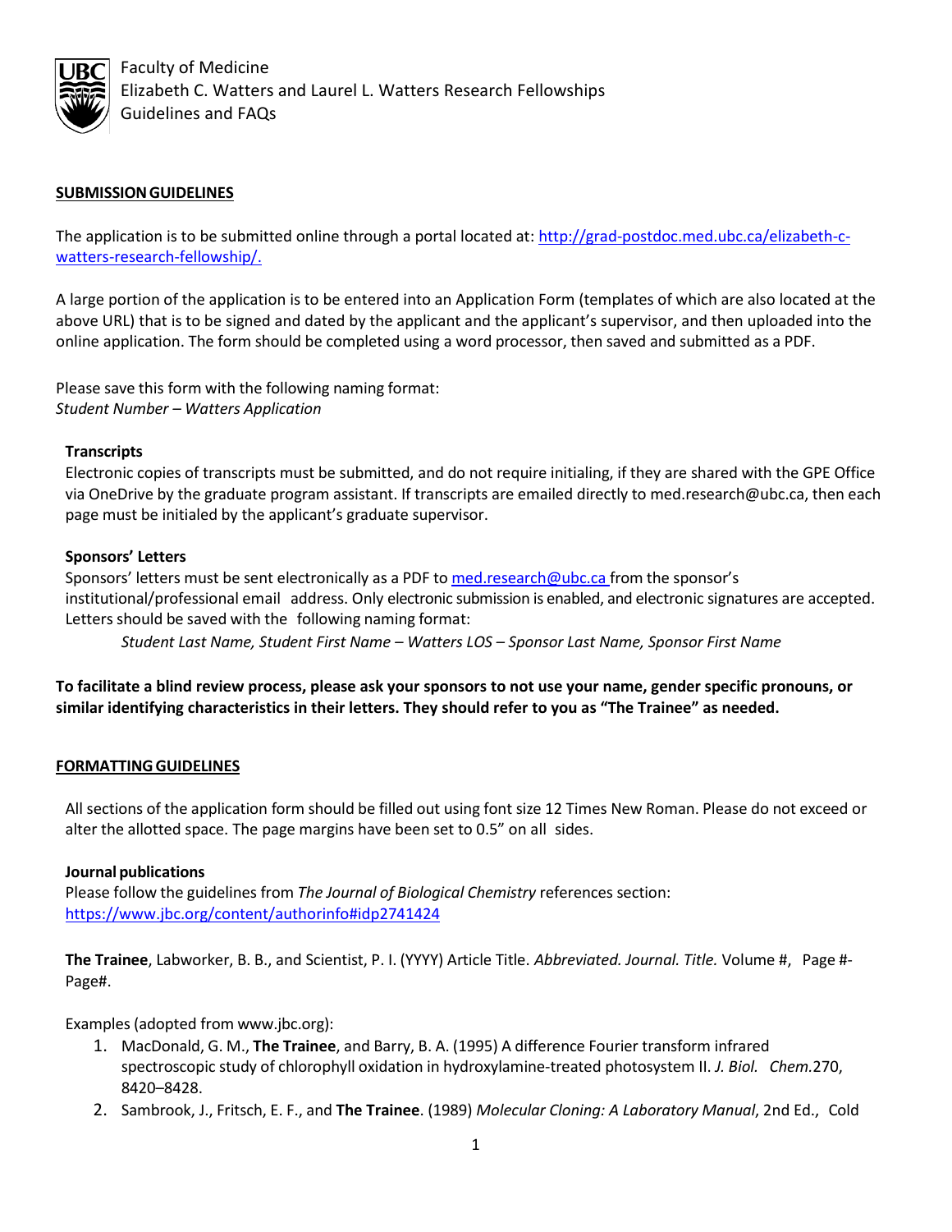Faculty of Medicine
Elizabeth C. Watters and Laurel L. Watters Research Fellowships
Guidelines and FAQs

## SUBMISSION GUIDELINES

The application is to be submitted online through a portal located at: [http://grad-postdoc.med.ubc.ca/elizabeth-c-watters-research-fellowship/.](http://grad-postdoc.med.ubc.ca/elizabeth-c-watters-research-fellowship/)

A large portion of the application is to be entered into an Application Form (templates of which are also located at the above URL) that is to be signed and dated by the applicant and the applicant's supervisor, and then uploaded into the online application. The form should be completed using a word processor, then saved and submitted as a PDF.

Please save this form with the following naming format:
*Student Number – Watters Application*

### Transcripts

Electronic copies of transcripts must be submitted, and do not require initialing, if they are shared with the GPE Office via OneDrive by the graduate program assistant. If transcripts are emailed directly to med.research@ubc.ca, then each page must be initialed by the applicant's graduate supervisor.

### Sponsors' Letters

Sponsors' letters must be sent electronically as a PDF to [med.research@ubc.ca](mailto:med.research@ubc.ca) from the sponsor's institutional/professional email address. Only electronic submission is enabled, and electronic signatures are accepted. Letters should be saved with the following naming format:

*Student Last Name, Student First Name – Watters LOS – Sponsor Last Name, Sponsor First Name*

**To facilitate a blind review process, please ask your sponsors to not use your name, gender specific pronouns, or similar identifying characteristics in their letters. They should refer to you as "The Trainee" as needed.**

## FORMATTING GUIDELINES

All sections of the application form should be filled out using font size 12 Times New Roman. Please do not exceed or alter the allotted space. The page margins have been set to 0.5" on all sides.

### Journal publications

Please follow the guidelines from *The Journal of Biological Chemistry* references section: [https://www.jbc.org/content/authorinfo#idp2741424](https://www.jbc.org/content/authorinfo#idp2741424)

**The Trainee**, Labworker, B. B., and Scientist, P. I. (YYYY) Article Title. *Abbreviated. Journal. Title.* Volume #, Page #-Page#.

Examples (adopted from www.jbc.org):

1. MacDonald, G. M., **The Trainee**, and Barry, B. A. (1995) A difference Fourier transform infrared spectroscopic study of chlorophyll oxidation in hydroxylamine-treated photosystem II. *J. Biol. Chem.*270, 8420–8428.
2. Sambrook, J., Fritsch, E. F., and **The Trainee**. (1989) *Molecular Cloning: A Laboratory Manual*, 2nd Ed., Cold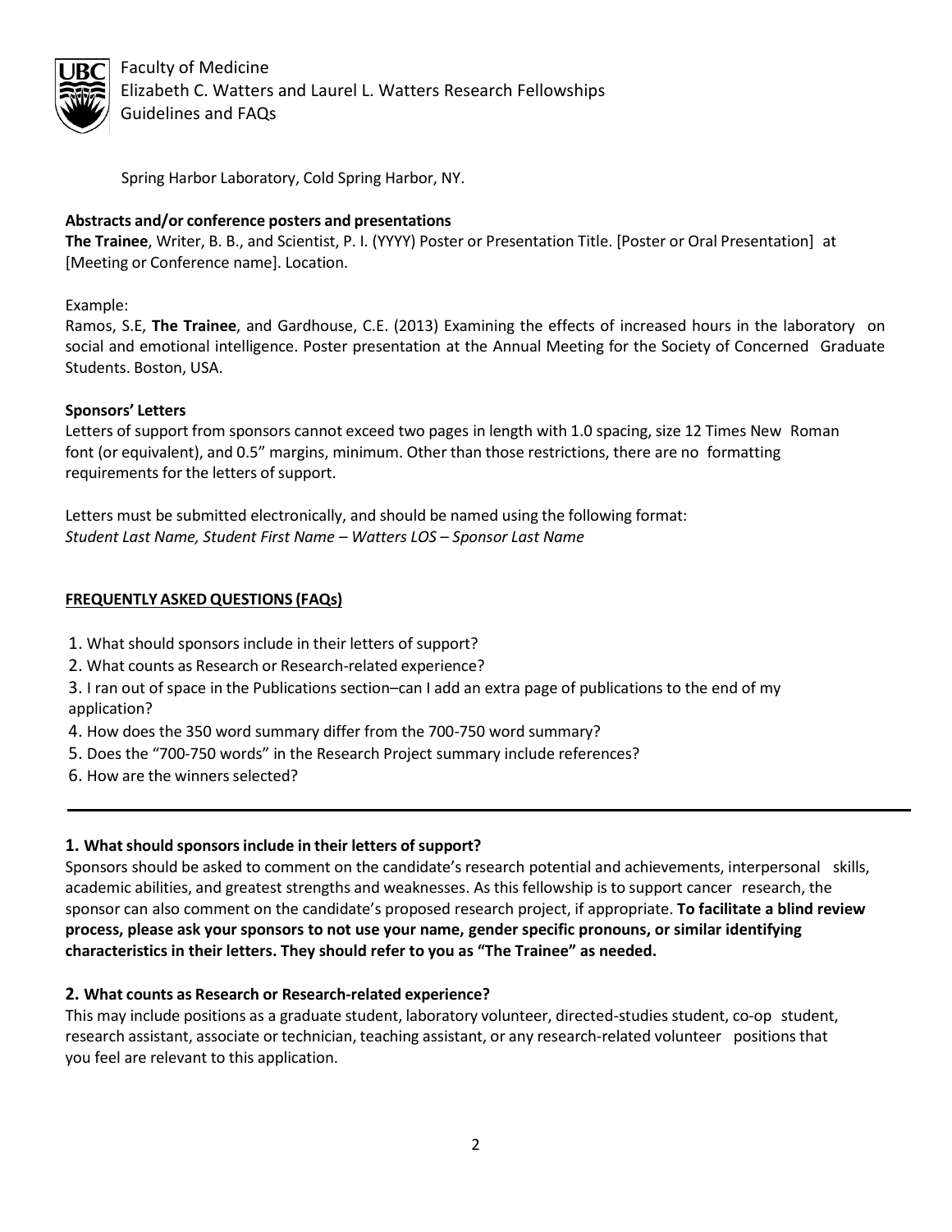Spring Harbor Laboratory, Cold Spring Harbor, NY.

**Abstracts and/or conference posters and presentations**

**The Trainee**, Writer, B. B., and Scientist, P. I. (YYYY) Poster or Presentation Title. [Poster or Oral Presentation] at [Meeting or Conference name]. Location.

Example:

Ramos, S.E, **The Trainee**, and Gardhouse, C.E. (2013) Examining the effects of increased hours in the laboratory on social and emotional intelligence. Poster presentation at the Annual Meeting for the Society of Concerned Graduate Students. Boston, USA.

**Sponsors' Letters**

Letters of support from sponsors cannot exceed two pages in length with 1.0 spacing, size 12 Times New Roman font (or equivalent), and 0.5" margins, minimum. Other than those restrictions, there are no formatting requirements for the letters of support.

Letters must be submitted electronically, and should be named using the following format:
*Student Last Name, Student First Name – Watters LOS – Sponsor Last Name*

## FREQUENTLY ASKED QUESTIONS (FAQs)

1. What should sponsors include in their letters of support?
2. What counts as Research or Research-related experience?
3. I ran out of space in the Publications section–can I add an extra page of publications to the end of my application?
4. How does the 350 word summary differ from the 700-750 word summary?
5. Does the "700-750 words" in the Research Project summary include references?
6. How are the winners selected?

---

### 1. What should sponsors include in their letters of support?

Sponsors should be asked to comment on the candidate's research potential and achievements, interpersonal skills, academic abilities, and greatest strengths and weaknesses. As this fellowship is to support cancer research, the sponsor can also comment on the candidate's proposed research project, if appropriate. **To facilitate a blind review process, please ask your sponsors to not use your name, gender specific pronouns, or similar identifying characteristics in their letters. They should refer to you as "The Trainee" as needed.**

### 2. What counts as Research or Research-related experience?

This may include positions as a graduate student, laboratory volunteer, directed-studies student, co-op student, research assistant, associate or technician, teaching assistant, or any research-related volunteer positions that you feel are relevant to this application.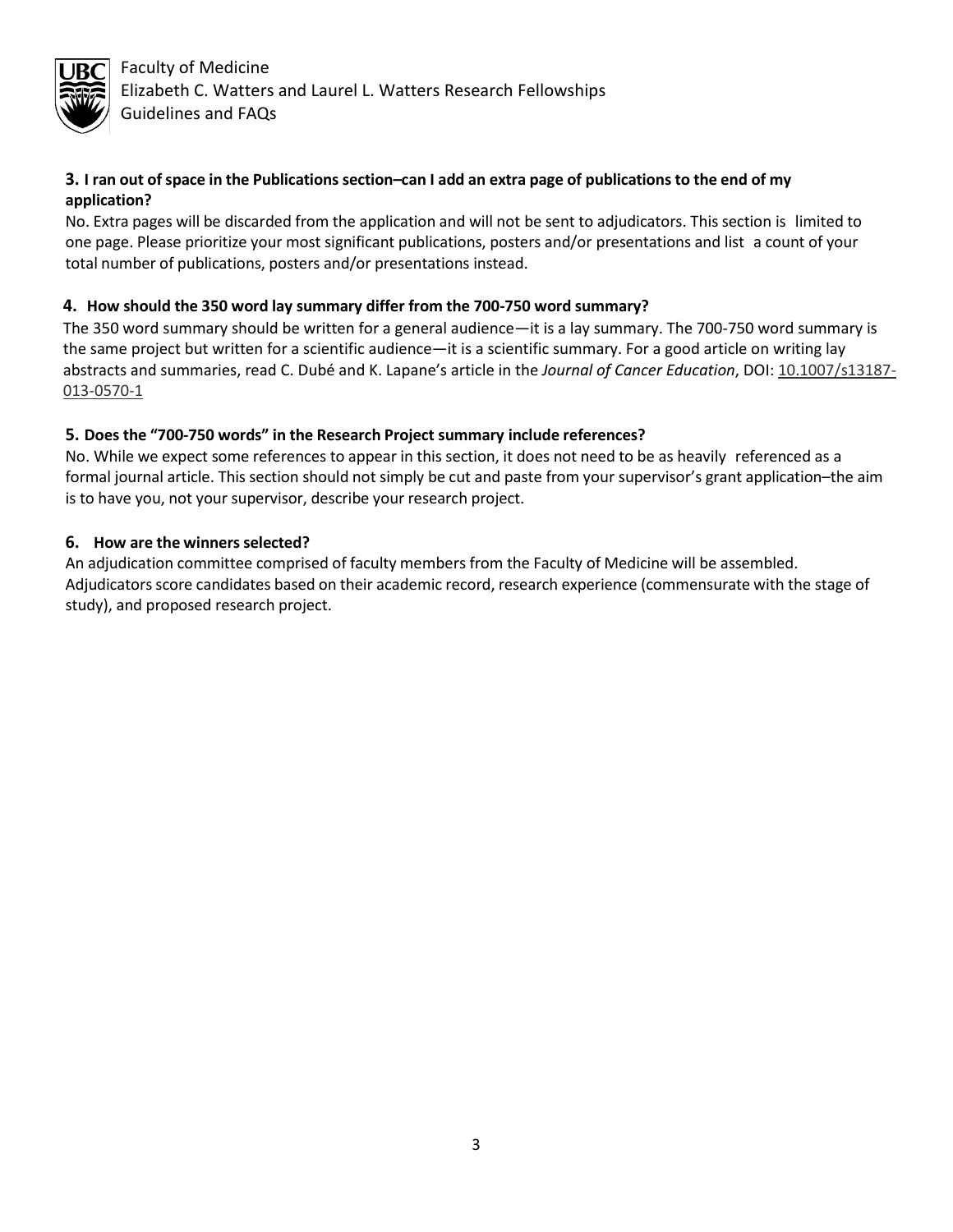**3. I ran out of space in the Publications section–can I add an extra page of publications to the end of my application?**

No. Extra pages will be discarded from the application and will not be sent to adjudicators. This section is limited to one page. Please prioritize your most significant publications, posters and/or presentations and list a count of your total number of publications, posters and/or presentations instead.

**4. How should the 350 word lay summary differ from the 700-750 word summary?**

The 350 word summary should be written for a general audience—it is a lay summary. The 700-750 word summary is the same project but written for a scientific audience—it is a scientific summary. For a good article on writing lay abstracts and summaries, read C. Dubé and K. Lapane's article in the *Journal of Cancer Education*, DOI: 10.1007/s13187-013-0570-1

**5. Does the "700-750 words" in the Research Project summary include references?**

No. While we expect some references to appear in this section, it does not need to be as heavily referenced as a formal journal article. This section should not simply be cut and paste from your supervisor's grant application–the aim is to have you, not your supervisor, describe your research project.

**6. How are the winners selected?**

An adjudication committee comprised of faculty members from the Faculty of Medicine will be assembled. Adjudicators score candidates based on their academic record, research experience (commensurate with the stage of study), and proposed research project.